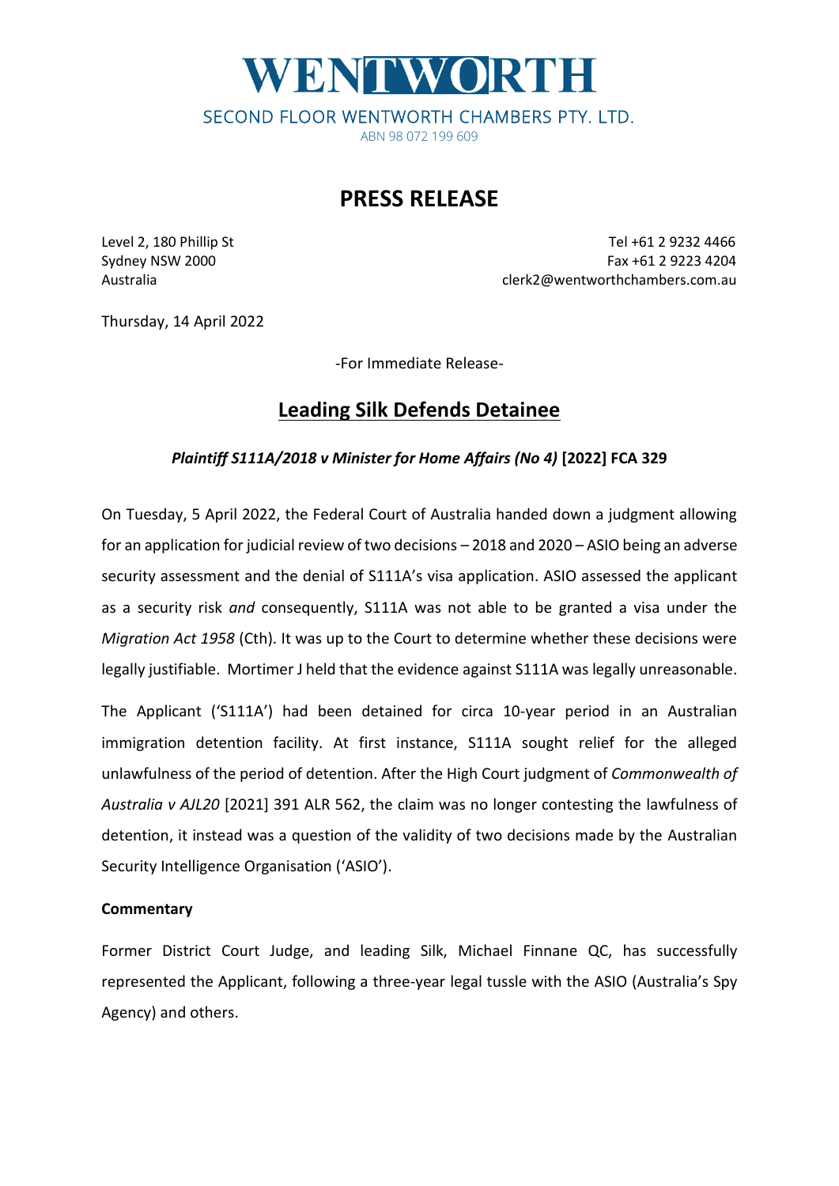# WENTWORTH

SECOND FLOOR WENTWORTH CHAMBERS PTY. LTD.

ABN 98 072 199 609

## PRESS RELEASE

Level 2, 180 Phillip St
Sydney NSW 2000
Australia

Tel +61 2 9232 4466
Fax +61 2 9223 4204
clerk2@wentworthchambers.com.au

Thursday, 14 April 2022

-For Immediate Release-

## Leading Silk Defends Detainee

***Plaintiff S111A/2018 v Minister for Home Affairs (No 4)* [2022] FCA 329**

On Tuesday, 5 April 2022, the Federal Court of Australia handed down a judgment allowing for an application for judicial review of two decisions – 2018 and 2020 – ASIO being an adverse security assessment and the denial of S111A's visa application. ASIO assessed the applicant as a security risk *and* consequently, S111A was not able to be granted a visa under the *Migration Act 1958* (Cth). It was up to the Court to determine whether these decisions were legally justifiable. Mortimer J held that the evidence against S111A was legally unreasonable.

The Applicant ('S111A') had been detained for circa 10-year period in an Australian immigration detention facility. At first instance, S111A sought relief for the alleged unlawfulness of the period of detention. After the High Court judgment of *Commonwealth of Australia v AJL20* [2021] 391 ALR 562, the claim was no longer contesting the lawfulness of detention, it instead was a question of the validity of two decisions made by the Australian Security Intelligence Organisation ('ASIO').

**Commentary**

Former District Court Judge, and leading Silk, Michael Finnane QC, has successfully represented the Applicant, following a three-year legal tussle with the ASIO (Australia's Spy Agency) and others.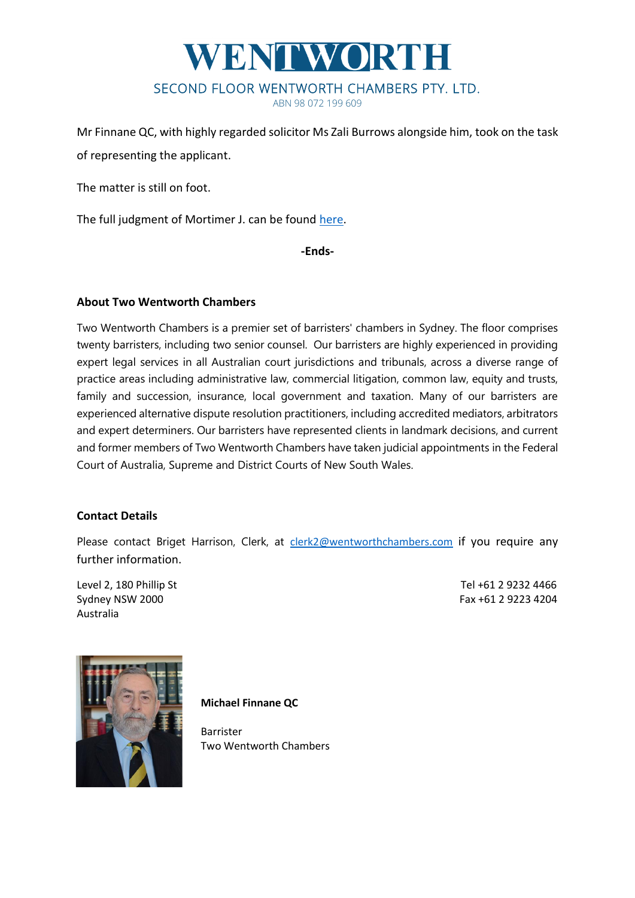Mr Finnane QC, with highly regarded solicitor Ms Zali Burrows alongside him, took on the task of representing the applicant.

The matter is still on foot.

The full judgment of Mortimer J. can be found here.

**-Ends-**

**About Two Wentworth Chambers**

Two Wentworth Chambers is a premier set of barristers' chambers in Sydney. The floor comprises twenty barristers, including two senior counsel. Our barristers are highly experienced in providing expert legal services in all Australian court jurisdictions and tribunals, across a diverse range of practice areas including administrative law, commercial litigation, common law, equity and trusts, family and succession, insurance, local government and taxation. Many of our barristers are experienced alternative dispute resolution practitioners, including accredited mediators, arbitrators and expert determiners. Our barristers have represented clients in landmark decisions, and current and former members of Two Wentworth Chambers have taken judicial appointments in the Federal Court of Australia, Supreme and District Courts of New South Wales.

**Contact Details**

Please contact Briget Harrison, Clerk, at clerk2@wentworthchambers.com if you require any further information.

Level 2, 180 Phillip St
Sydney NSW 2000
Australia

Tel +61 2 9232 4466
Fax +61 2 9223 4204

**Michael Finnane QC**

Barrister
Two Wentworth Chambers